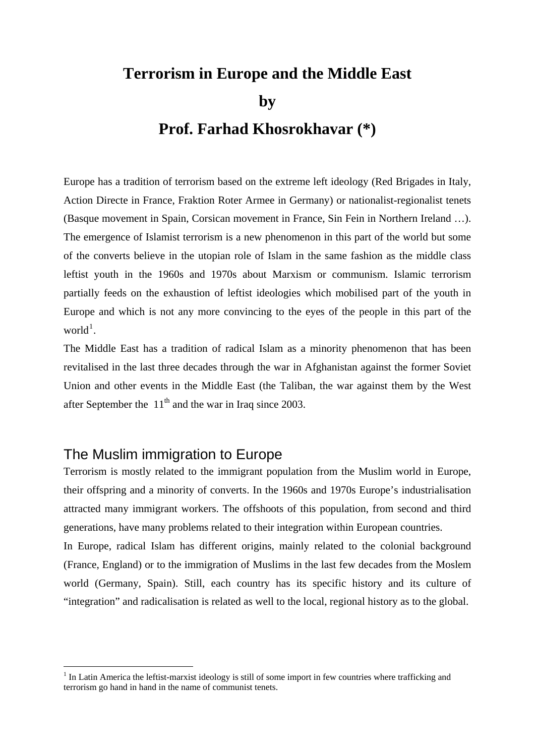# Terrorism in Europe and the Middle East

# by

# Prof. Farhad Khosrokhavar (*)

Europe has a tradition of terrorism based on the extreme left ideology (Red Brigades in Italy, Action Directe in France, Fraktion Roter Armee in Germany) or nationalist-regionalist tenets (Basque movement in Spain, Corsican movement in France, Sin Fein in Northern Ireland …). The emergence of Islamist terrorism is a new phenomenon in this part of the world but some of the converts believe in the utopian role of Islam in the same fashion as the middle class leftist youth in the 1960s and 1970s about Marxism or communism. Islamic terrorism partially feeds on the exhaustion of leftist ideologies which mobilised part of the youth in Europe and which is not any more convincing to the eyes of the people in this part of the world[1].

The Middle East has a tradition of radical Islam as a minority phenomenon that has been revitalised in the last three decades through the war in Afghanistan against the former Soviet Union and other events in the Middle East (the Taliban, the war against them by the West after September the 11th and the war in Iraq since 2003.

## The Muslim immigration to Europe

Terrorism is mostly related to the immigrant population from the Muslim world in Europe, their offspring and a minority of converts. In the 1960s and 1970s Europe's industrialisation attracted many immigrant workers. The offshoots of this population, from second and third generations, have many problems related to their integration within European countries.

In Europe, radical Islam has different origins, mainly related to the colonial background (France, England) or to the immigration of Muslims in the last few decades from the Moslem world (Germany, Spain). Still, each country has its specific history and its culture of "integration" and radicalisation is related as well to the local, regional history as to the global.

---

[1] In Latin America the leftist-marxist ideology is still of some import in few countries where trafficking and terrorism go hand in hand in the name of communist tenets.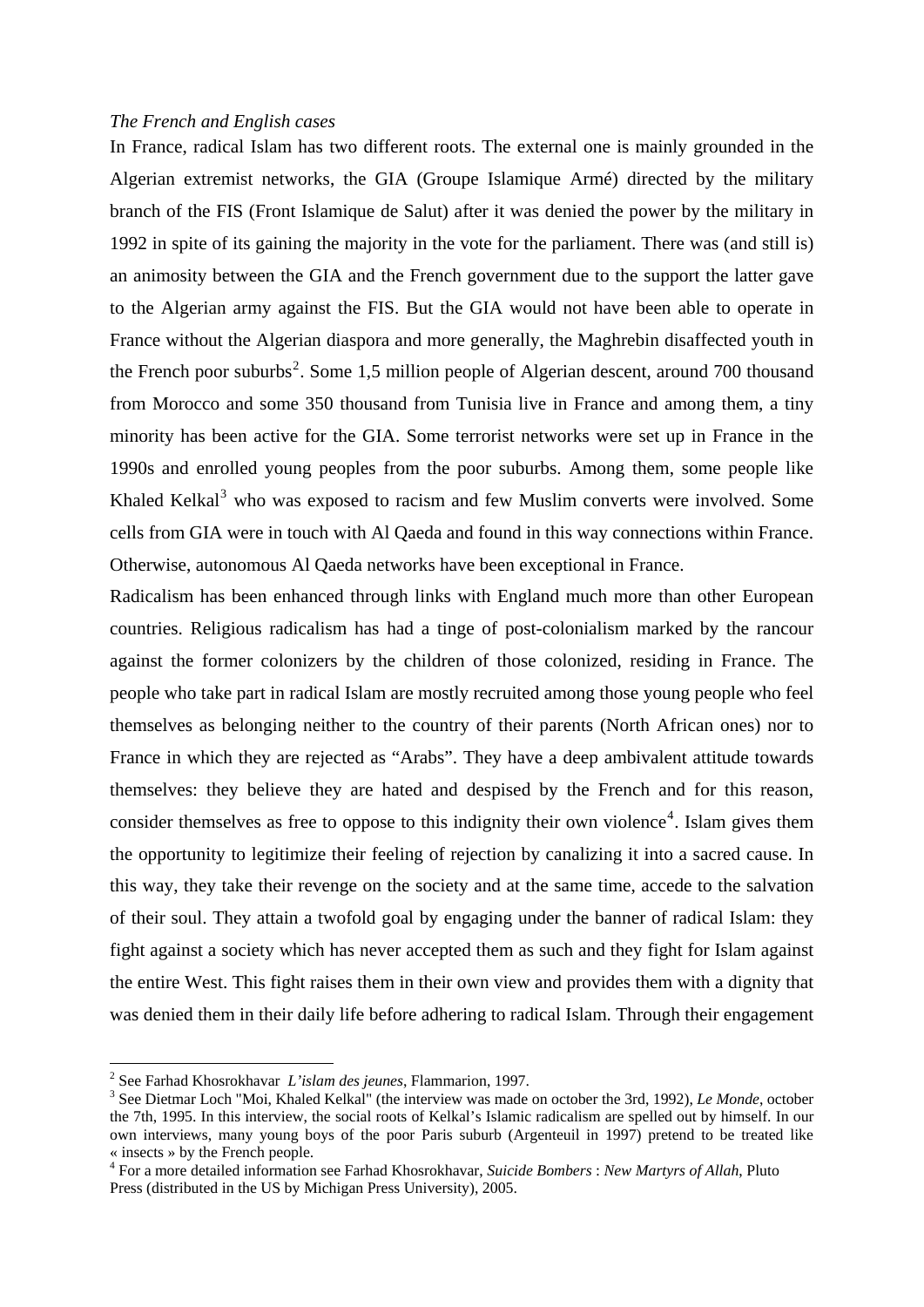*The French and English cases*

In France, radical Islam has two different roots. The external one is mainly grounded in the Algerian extremist networks, the GIA (Groupe Islamique Armé) directed by the military branch of the FIS (Front Islamique de Salut) after it was denied the power by the military in 1992 in spite of its gaining the majority in the vote for the parliament. There was (and still is) an animosity between the GIA and the French government due to the support the latter gave to the Algerian army against the FIS. But the GIA would not have been able to operate in France without the Algerian diaspora and more generally, the Maghrebin disaffected youth in the French poor suburbs[2]. Some 1,5 million people of Algerian descent, around 700 thousand from Morocco and some 350 thousand from Tunisia live in France and among them, a tiny minority has been active for the GIA. Some terrorist networks were set up in France in the 1990s and enrolled young peoples from the poor suburbs. Among them, some people like Khaled Kelkal[3] who was exposed to racism and few Muslim converts were involved. Some cells from GIA were in touch with Al Qaeda and found in this way connections within France. Otherwise, autonomous Al Qaeda networks have been exceptional in France.

Radicalism has been enhanced through links with England much more than other European countries. Religious radicalism has had a tinge of post-colonialism marked by the rancour against the former colonizers by the children of those colonized, residing in France. The people who take part in radical Islam are mostly recruited among those young people who feel themselves as belonging neither to the country of their parents (North African ones) nor to France in which they are rejected as "Arabs". They have a deep ambivalent attitude towards themselves: they believe they are hated and despised by the French and for this reason, consider themselves as free to oppose to this indignity their own violence[4]. Islam gives them the opportunity to legitimize their feeling of rejection by canalizing it into a sacred cause. In this way, they take their revenge on the society and at the same time, accede to the salvation of their soul. They attain a twofold goal by engaging under the banner of radical Islam: they fight against a society which has never accepted them as such and they fight for Islam against the entire West. This fight raises them in their own view and provides them with a dignity that was denied them in their daily life before adhering to radical Islam. Through their engagement

---

[2] See Farhad Khosrokhavar *L'islam des jeunes*, Flammarion, 1997.

[3] See Dietmar Loch "Moi, Khaled Kelkal" (the interview was made on october the 3rd, 1992), *Le Monde*, october the 7th, 1995. In this interview, the social roots of Kelkal's Islamic radicalism are spelled out by himself. In our own interviews, many young boys of the poor Paris suburb (Argenteuil in 1997) pretend to be treated like « insects » by the French people.

[4] For a more detailed information see Farhad Khosrokhavar, *Suicide Bombers* : *New Martyrs of Allah*, Pluto Press (distributed in the US by Michigan Press University), 2005.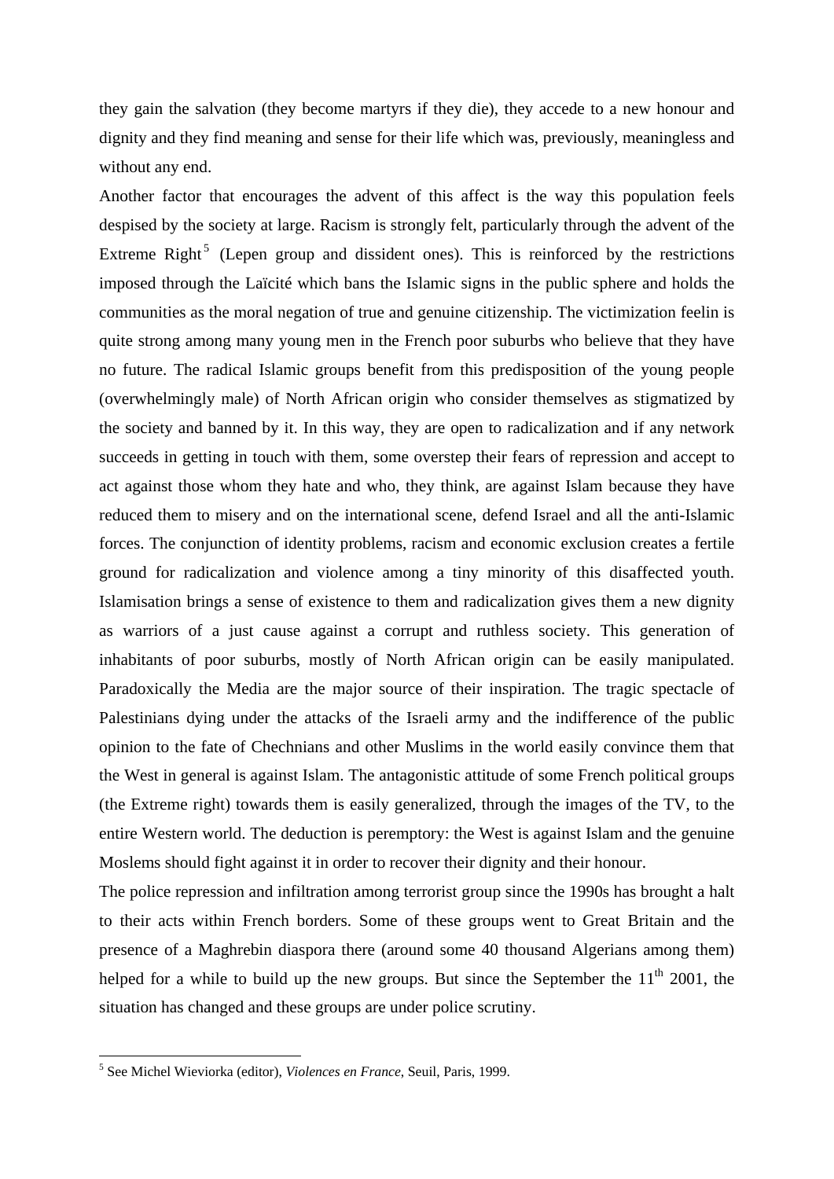they gain the salvation (they become martyrs if they die), they accede to a new honour and dignity and they find meaning and sense for their life which was, previously, meaningless and without any end.

Another factor that encourages the advent of this affect is the way this population feels despised by the society at large. Racism is strongly felt, particularly through the advent of the Extreme Right[5] (Lepen group and dissident ones). This is reinforced by the restrictions imposed through the Laïcité which bans the Islamic signs in the public sphere and holds the communities as the moral negation of true and genuine citizenship. The victimization feelin is quite strong among many young men in the French poor suburbs who believe that they have no future. The radical Islamic groups benefit from this predisposition of the young people (overwhelmingly male) of North African origin who consider themselves as stigmatized by the society and banned by it. In this way, they are open to radicalization and if any network succeeds in getting in touch with them, some overstep their fears of repression and accept to act against those whom they hate and who, they think, are against Islam because they have reduced them to misery and on the international scene, defend Israel and all the anti-Islamic forces. The conjunction of identity problems, racism and economic exclusion creates a fertile ground for radicalization and violence among a tiny minority of this disaffected youth. Islamisation brings a sense of existence to them and radicalization gives them a new dignity as warriors of a just cause against a corrupt and ruthless society. This generation of inhabitants of poor suburbs, mostly of North African origin can be easily manipulated. Paradoxically the Media are the major source of their inspiration. The tragic spectacle of Palestinians dying under the attacks of the Israeli army and the indifference of the public opinion to the fate of Chechnians and other Muslims in the world easily convince them that the West in general is against Islam. The antagonistic attitude of some French political groups (the Extreme right) towards them is easily generalized, through the images of the TV, to the entire Western world. The deduction is peremptory: the West is against Islam and the genuine Moslems should fight against it in order to recover their dignity and their honour.

The police repression and infiltration among terrorist group since the 1990s has brought a halt to their acts within French borders. Some of these groups went to Great Britain and the presence of a Maghrebin diaspora there (around some 40 thousand Algerians among them) helped for a while to build up the new groups. But since the September the 11th 2001, the situation has changed and these groups are under police scrutiny.

---

[5] See Michel Wieviorka (editor), *Violences en France*, Seuil, Paris, 1999.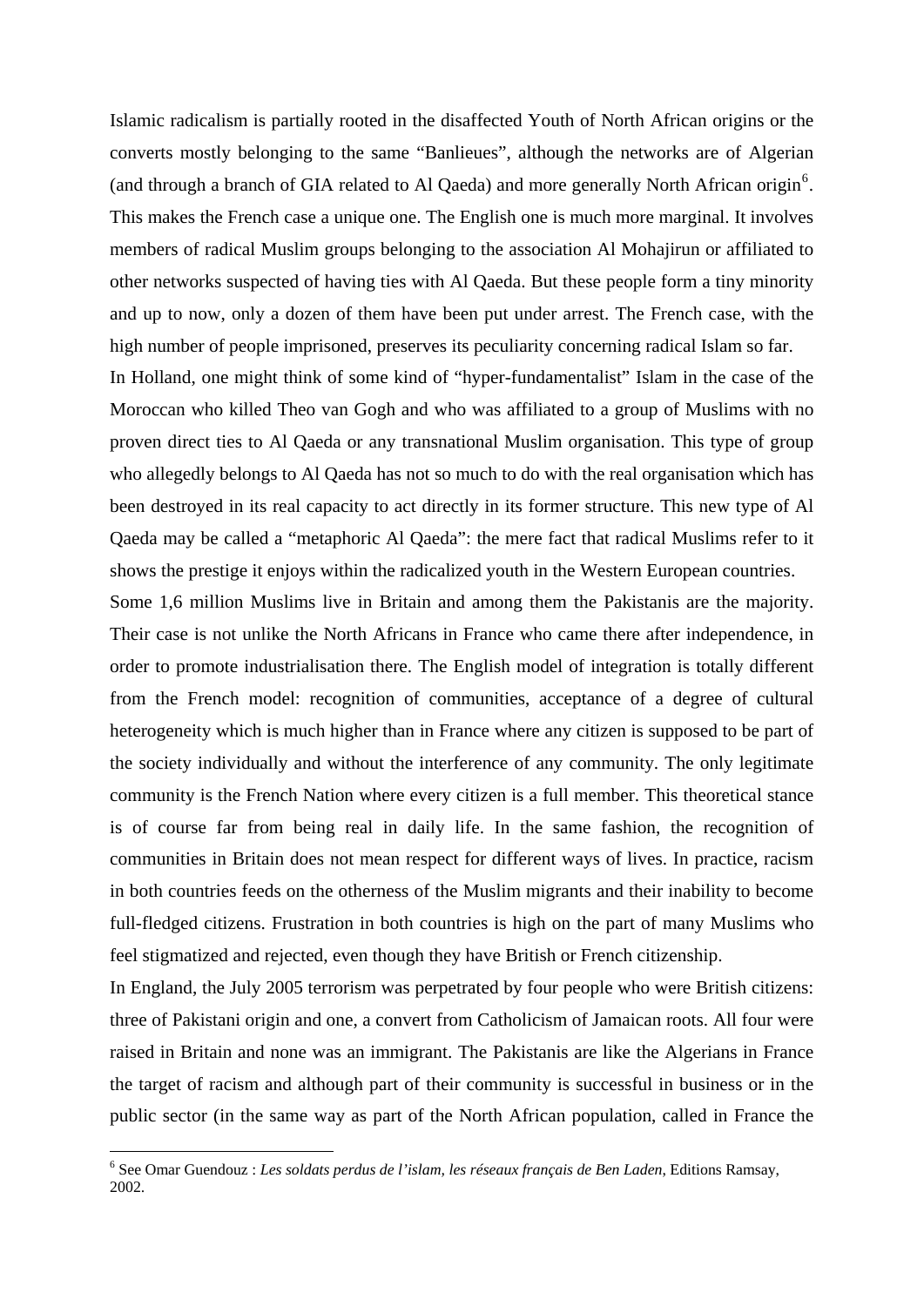Islamic radicalism is partially rooted in the disaffected Youth of North African origins or the converts mostly belonging to the same "Banlieues", although the networks are of Algerian (and through a branch of GIA related to Al Qaeda) and more generally North African origin[6]. This makes the French case a unique one. The English one is much more marginal. It involves members of radical Muslim groups belonging to the association Al Mohajirun or affiliated to other networks suspected of having ties with Al Qaeda. But these people form a tiny minority and up to now, only a dozen of them have been put under arrest. The French case, with the high number of people imprisoned, preserves its peculiarity concerning radical Islam so far.

In Holland, one might think of some kind of "hyper-fundamentalist" Islam in the case of the Moroccan who killed Theo van Gogh and who was affiliated to a group of Muslims with no proven direct ties to Al Qaeda or any transnational Muslim organisation. This type of group who allegedly belongs to Al Qaeda has not so much to do with the real organisation which has been destroyed in its real capacity to act directly in its former structure. This new type of Al Qaeda may be called a "metaphoric Al Qaeda": the mere fact that radical Muslims refer to it shows the prestige it enjoys within the radicalized youth in the Western European countries.

Some 1,6 million Muslims live in Britain and among them the Pakistanis are the majority. Their case is not unlike the North Africans in France who came there after independence, in order to promote industrialisation there. The English model of integration is totally different from the French model: recognition of communities, acceptance of a degree of cultural heterogeneity which is much higher than in France where any citizen is supposed to be part of the society individually and without the interference of any community. The only legitimate community is the French Nation where every citizen is a full member. This theoretical stance is of course far from being real in daily life. In the same fashion, the recognition of communities in Britain does not mean respect for different ways of lives. In practice, racism in both countries feeds on the otherness of the Muslim migrants and their inability to become full-fledged citizens. Frustration in both countries is high on the part of many Muslims who feel stigmatized and rejected, even though they have British or French citizenship.

In England, the July 2005 terrorism was perpetrated by four people who were British citizens: three of Pakistani origin and one, a convert from Catholicism of Jamaican roots. All four were raised in Britain and none was an immigrant. The Pakistanis are like the Algerians in France the target of racism and although part of their community is successful in business or in the public sector (in the same way as part of the North African population, called in France the

---

[6] See Omar Guendouz : *Les soldats perdus de l'islam, les réseaux français de Ben Laden*, Editions Ramsay, 2002.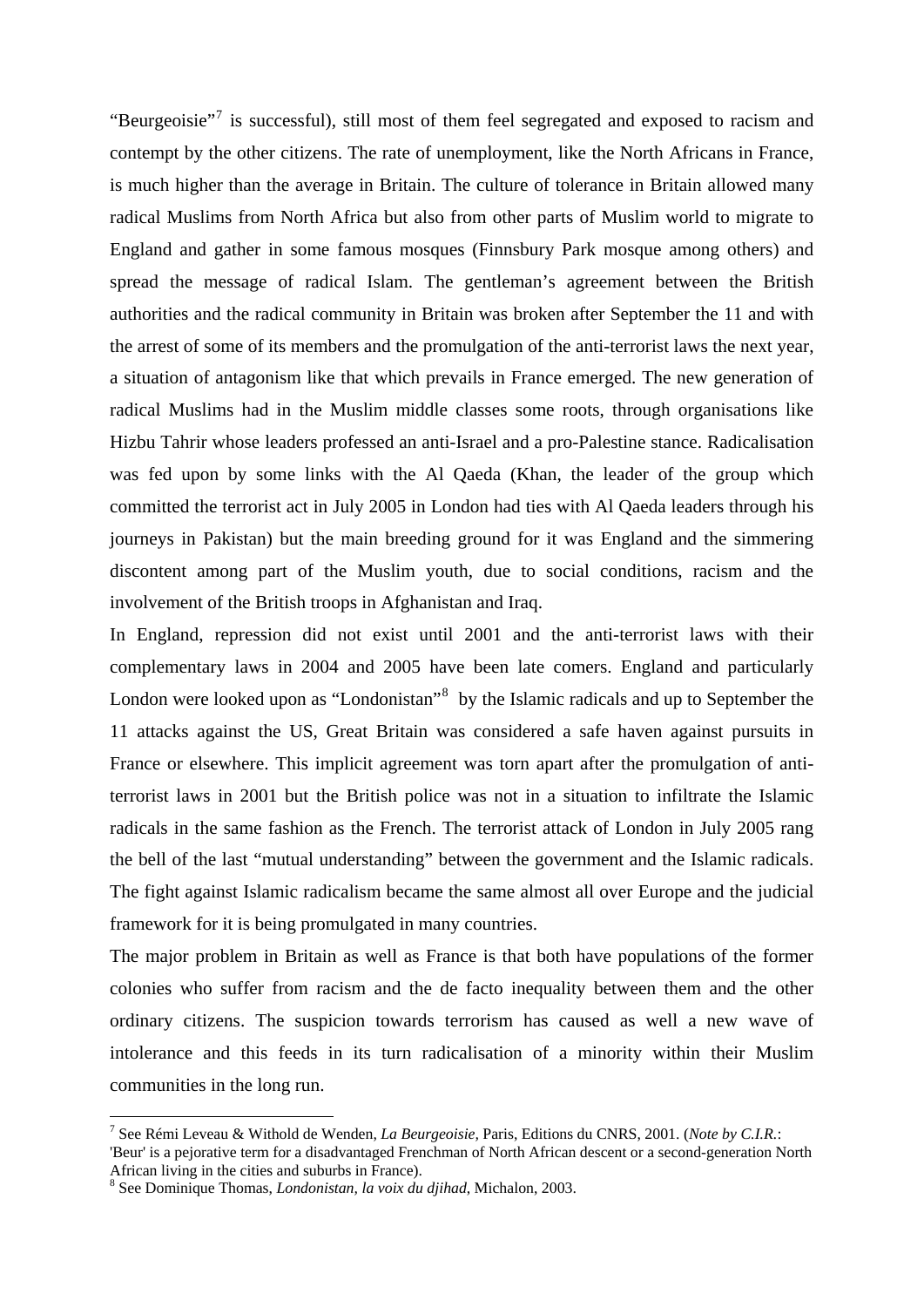"Beurgeoisie"[7] is successful), still most of them feel segregated and exposed to racism and contempt by the other citizens. The rate of unemployment, like the North Africans in France, is much higher than the average in Britain. The culture of tolerance in Britain allowed many radical Muslims from North Africa but also from other parts of Muslim world to migrate to England and gather in some famous mosques (Finnsbury Park mosque among others) and spread the message of radical Islam. The gentleman's agreement between the British authorities and the radical community in Britain was broken after September the 11 and with the arrest of some of its members and the promulgation of the anti-terrorist laws the next year, a situation of antagonism like that which prevails in France emerged. The new generation of radical Muslims had in the Muslim middle classes some roots, through organisations like Hizbu Tahrir whose leaders professed an anti-Israel and a pro-Palestine stance. Radicalisation was fed upon by some links with the Al Qaeda (Khan, the leader of the group which committed the terrorist act in July 2005 in London had ties with Al Qaeda leaders through his journeys in Pakistan) but the main breeding ground for it was England and the simmering discontent among part of the Muslim youth, due to social conditions, racism and the involvement of the British troops in Afghanistan and Iraq.

In England, repression did not exist until 2001 and the anti-terrorist laws with their complementary laws in 2004 and 2005 have been late comers. England and particularly London were looked upon as "Londonistan"[8] by the Islamic radicals and up to September the 11 attacks against the US, Great Britain was considered a safe haven against pursuits in France or elsewhere. This implicit agreement was torn apart after the promulgation of anti-terrorist laws in 2001 but the British police was not in a situation to infiltrate the Islamic radicals in the same fashion as the French. The terrorist attack of London in July 2005 rang the bell of the last "mutual understanding" between the government and the Islamic radicals. The fight against Islamic radicalism became the same almost all over Europe and the judicial framework for it is being promulgated in many countries.

The major problem in Britain as well as France is that both have populations of the former colonies who suffer from racism and the de facto inequality between them and the other ordinary citizens. The suspicion towards terrorism has caused as well a new wave of intolerance and this feeds in its turn radicalisation of a minority within their Muslim communities in the long run.

---

[7] See Rémi Leveau & Withold de Wenden, *La Beurgeoisie*, Paris, Editions du CNRS, 2001. (*Note by C.I.R.*: 'Beur' is a pejorative term for a disadvantaged Frenchman of North African descent or a second-generation North African living in the cities and suburbs in France).

[8] See Dominique Thomas, *Londonistan, la voix du djihad*, Michalon, 2003.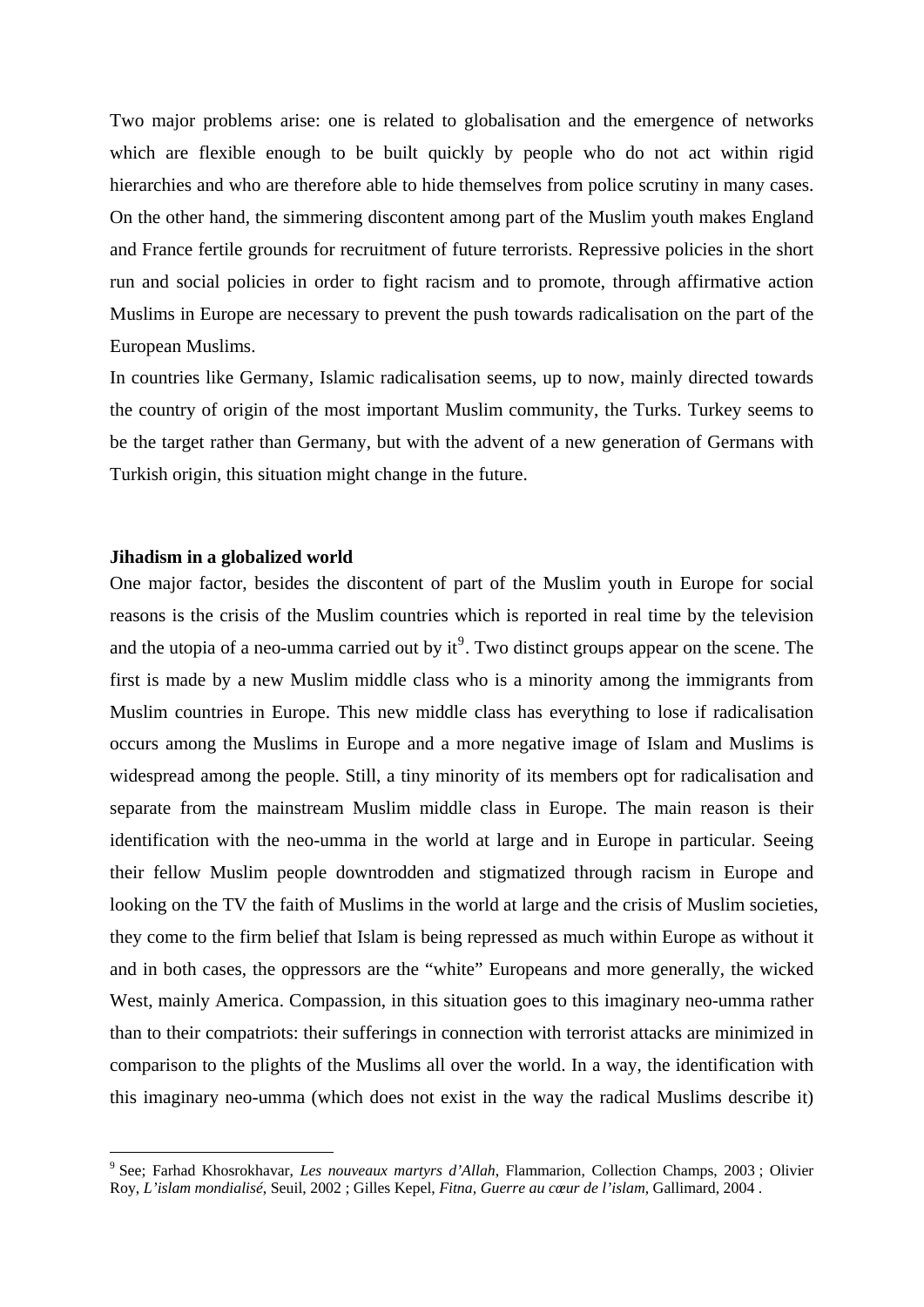Two major problems arise: one is related to globalisation and the emergence of networks which are flexible enough to be built quickly by people who do not act within rigid hierarchies and who are therefore able to hide themselves from police scrutiny in many cases. On the other hand, the simmering discontent among part of the Muslim youth makes England and France fertile grounds for recruitment of future terrorists. Repressive policies in the short run and social policies in order to fight racism and to promote, through affirmative action Muslims in Europe are necessary to prevent the push towards radicalisation on the part of the European Muslims.

In countries like Germany, Islamic radicalisation seems, up to now, mainly directed towards the country of origin of the most important Muslim community, the Turks. Turkey seems to be the target rather than Germany, but with the advent of a new generation of Germans with Turkish origin, this situation might change in the future.

**Jihadism in a globalized world**

One major factor, besides the discontent of part of the Muslim youth in Europe for social reasons is the crisis of the Muslim countries which is reported in real time by the television and the utopia of a neo-umma carried out by it[9]. Two distinct groups appear on the scene. The first is made by a new Muslim middle class who is a minority among the immigrants from Muslim countries in Europe. This new middle class has everything to lose if radicalisation occurs among the Muslims in Europe and a more negative image of Islam and Muslims is widespread among the people. Still, a tiny minority of its members opt for radicalisation and separate from the mainstream Muslim middle class in Europe. The main reason is their identification with the neo-umma in the world at large and in Europe in particular. Seeing their fellow Muslim people downtrodden and stigmatized through racism in Europe and looking on the TV the faith of Muslims in the world at large and the crisis of Muslim societies, they come to the firm belief that Islam is being repressed as much within Europe as without it and in both cases, the oppressors are the "white" Europeans and more generally, the wicked West, mainly America. Compassion, in this situation goes to this imaginary neo-umma rather than to their compatriots: their sufferings in connection with terrorist attacks are minimized in comparison to the plights of the Muslims all over the world. In a way, the identification with this imaginary neo-umma (which does not exist in the way the radical Muslims describe it)

---

[9] See; Farhad Khosrokhavar, *Les nouveaux martyrs d'Allah*, Flammarion, Collection Champs, 2003 ; Olivier Roy, *L'islam mondialisé*, Seuil, 2002 ; Gilles Kepel, *Fitna, Guerre au cœur de l'islam*, Gallimard, 2004 .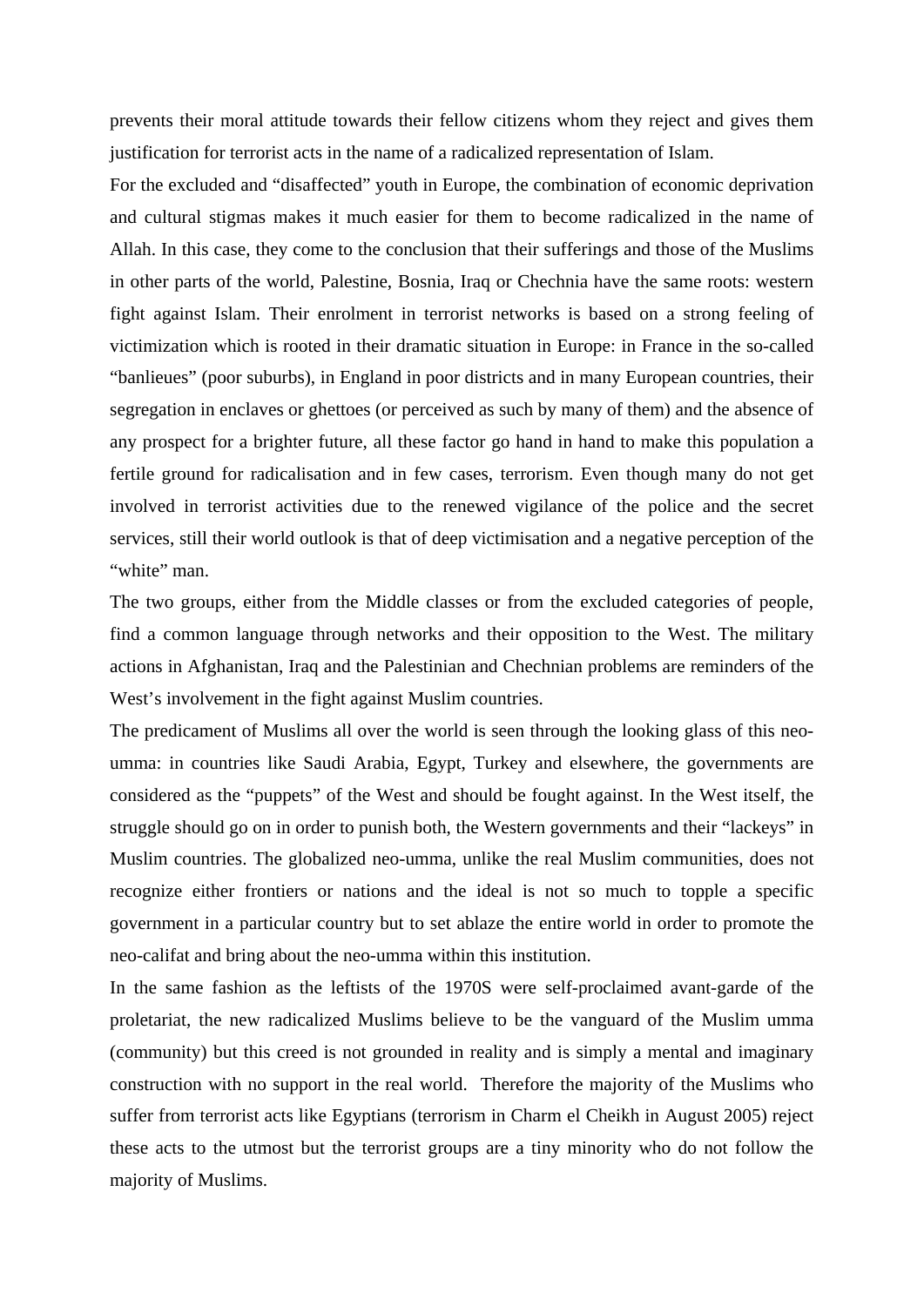prevents their moral attitude towards their fellow citizens whom they reject and gives them justification for terrorist acts in the name of a radicalized representation of Islam.

For the excluded and "disaffected" youth in Europe, the combination of economic deprivation and cultural stigmas makes it much easier for them to become radicalized in the name of Allah. In this case, they come to the conclusion that their sufferings and those of the Muslims in other parts of the world, Palestine, Bosnia, Iraq or Chechnia have the same roots: western fight against Islam. Their enrolment in terrorist networks is based on a strong feeling of victimization which is rooted in their dramatic situation in Europe: in France in the so-called "banlieues" (poor suburbs), in England in poor districts and in many European countries, their segregation in enclaves or ghettoes (or perceived as such by many of them) and the absence of any prospect for a brighter future, all these factor go hand in hand to make this population a fertile ground for radicalisation and in few cases, terrorism. Even though many do not get involved in terrorist activities due to the renewed vigilance of the police and the secret services, still their world outlook is that of deep victimisation and a negative perception of the "white" man.

The two groups, either from the Middle classes or from the excluded categories of people, find a common language through networks and their opposition to the West. The military actions in Afghanistan, Iraq and the Palestinian and Chechnian problems are reminders of the West's involvement in the fight against Muslim countries.

The predicament of Muslims all over the world is seen through the looking glass of this neo-umma: in countries like Saudi Arabia, Egypt, Turkey and elsewhere, the governments are considered as the "puppets" of the West and should be fought against. In the West itself, the struggle should go on in order to punish both, the Western governments and their "lackeys" in Muslim countries. The globalized neo-umma, unlike the real Muslim communities, does not recognize either frontiers or nations and the ideal is not so much to topple a specific government in a particular country but to set ablaze the entire world in order to promote the neo-califat and bring about the neo-umma within this institution.

In the same fashion as the leftists of the 1970S were self-proclaimed avant-garde of the proletariat, the new radicalized Muslims believe to be the vanguard of the Muslim umma (community) but this creed is not grounded in reality and is simply a mental and imaginary construction with no support in the real world. Therefore the majority of the Muslims who suffer from terrorist acts like Egyptians (terrorism in Charm el Cheikh in August 2005) reject these acts to the utmost but the terrorist groups are a tiny minority who do not follow the majority of Muslims.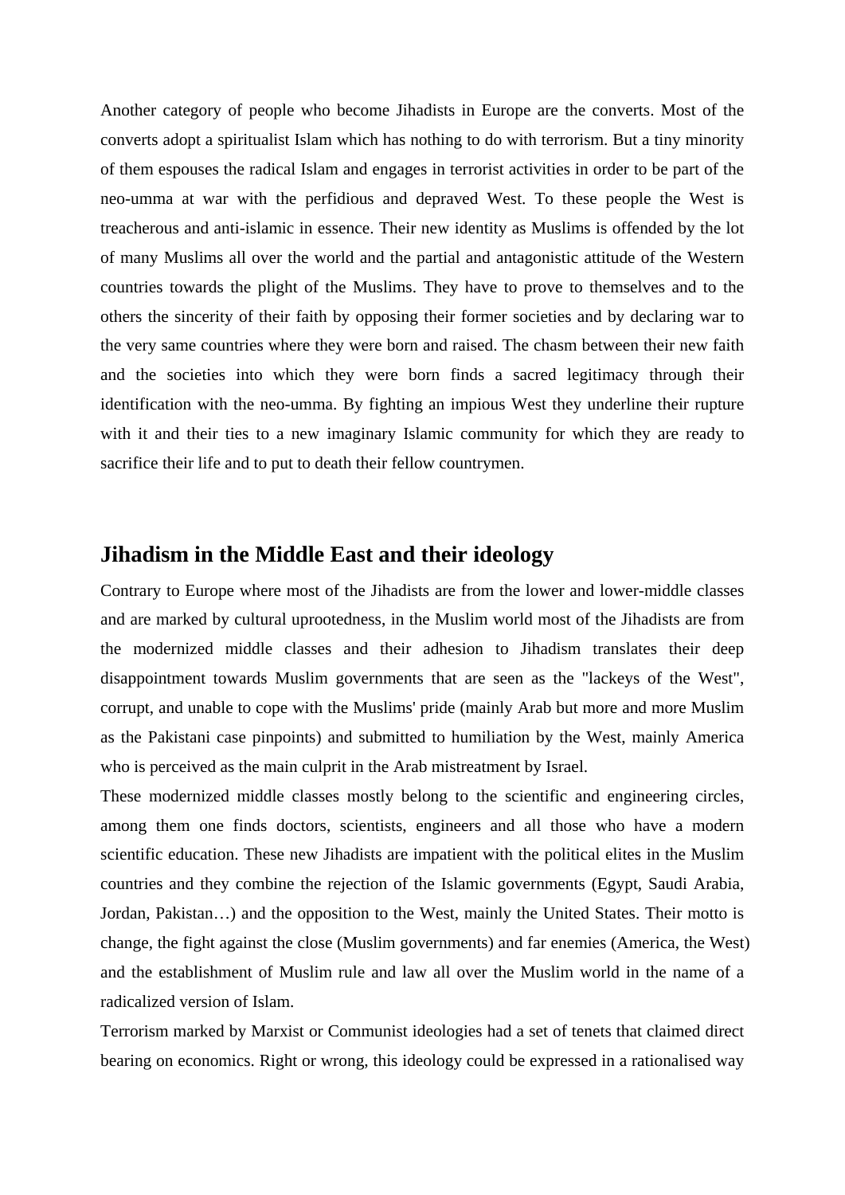Another category of people who become Jihadists in Europe are the converts. Most of the converts adopt a spiritualist Islam which has nothing to do with terrorism. But a tiny minority of them espouses the radical Islam and engages in terrorist activities in order to be part of the neo-umma at war with the perfidious and depraved West. To these people the West is treacherous and anti-islamic in essence. Their new identity as Muslims is offended by the lot of many Muslims all over the world and the partial and antagonistic attitude of the Western countries towards the plight of the Muslims. They have to prove to themselves and to the others the sincerity of their faith by opposing their former societies and by declaring war to the very same countries where they were born and raised. The chasm between their new faith and the societies into which they were born finds a sacred legitimacy through their identification with the neo-umma. By fighting an impious West they underline their rupture with it and their ties to a new imaginary Islamic community for which they are ready to sacrifice their life and to put to death their fellow countrymen.

## Jihadism in the Middle East and their ideology

Contrary to Europe where most of the Jihadists are from the lower and lower-middle classes and are marked by cultural uprootedness, in the Muslim world most of the Jihadists are from the modernized middle classes and their adhesion to Jihadism translates their deep disappointment towards Muslim governments that are seen as the "lackeys of the West", corrupt, and unable to cope with the Muslims' pride (mainly Arab but more and more Muslim as the Pakistani case pinpoints) and submitted to humiliation by the West, mainly America who is perceived as the main culprit in the Arab mistreatment by Israel.

These modernized middle classes mostly belong to the scientific and engineering circles, among them one finds doctors, scientists, engineers and all those who have a modern scientific education. These new Jihadists are impatient with the political elites in the Muslim countries and they combine the rejection of the Islamic governments (Egypt, Saudi Arabia, Jordan, Pakistan…) and the opposition to the West, mainly the United States. Their motto is change, the fight against the close (Muslim governments) and far enemies (America, the West) and the establishment of Muslim rule and law all over the Muslim world in the name of a radicalized version of Islam.

Terrorism marked by Marxist or Communist ideologies had a set of tenets that claimed direct bearing on economics. Right or wrong, this ideology could be expressed in a rationalised way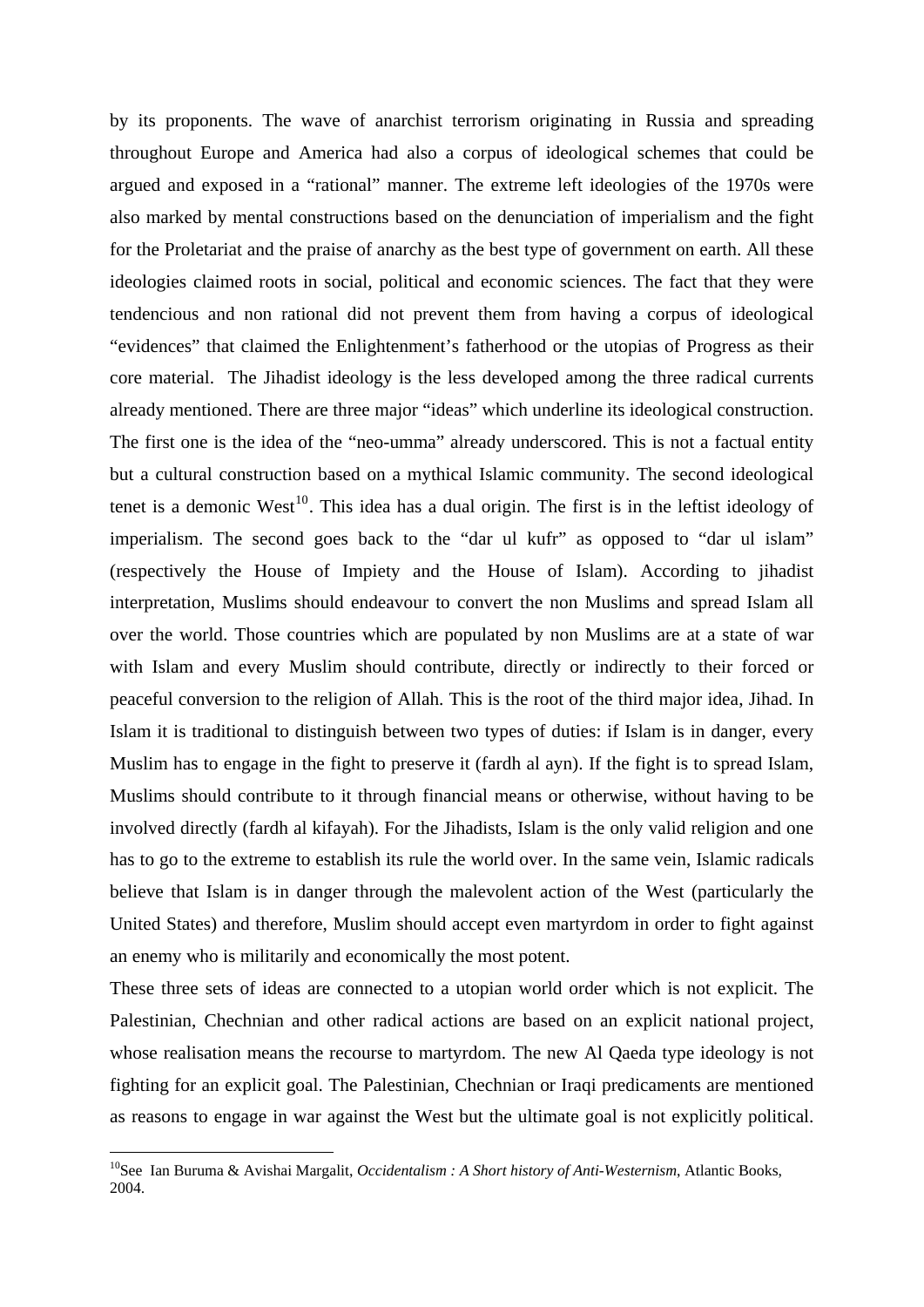by its proponents. The wave of anarchist terrorism originating in Russia and spreading throughout Europe and America had also a corpus of ideological schemes that could be argued and exposed in a "rational" manner. The extreme left ideologies of the 1970s were also marked by mental constructions based on the denunciation of imperialism and the fight for the Proletariat and the praise of anarchy as the best type of government on earth. All these ideologies claimed roots in social, political and economic sciences. The fact that they were tendencious and non rational did not prevent them from having a corpus of ideological "evidences" that claimed the Enlightenment's fatherhood or the utopias of Progress as their core material. The Jihadist ideology is the less developed among the three radical currents already mentioned. There are three major "ideas" which underline its ideological construction. The first one is the idea of the "neo-umma" already underscored. This is not a factual entity but a cultural construction based on a mythical Islamic community. The second ideological tenet is a demonic West[10]. This idea has a dual origin. The first is in the leftist ideology of imperialism. The second goes back to the "dar ul kufr" as opposed to "dar ul islam" (respectively the House of Impiety and the House of Islam). According to jihadist interpretation, Muslims should endeavour to convert the non Muslims and spread Islam all over the world. Those countries which are populated by non Muslims are at a state of war with Islam and every Muslim should contribute, directly or indirectly to their forced or peaceful conversion to the religion of Allah. This is the root of the third major idea, Jihad. In Islam it is traditional to distinguish between two types of duties: if Islam is in danger, every Muslim has to engage in the fight to preserve it (fardh al ayn). If the fight is to spread Islam, Muslims should contribute to it through financial means or otherwise, without having to be involved directly (fardh al kifayah). For the Jihadists, Islam is the only valid religion and one has to go to the extreme to establish its rule the world over. In the same vein, Islamic radicals believe that Islam is in danger through the malevolent action of the West (particularly the United States) and therefore, Muslim should accept even martyrdom in order to fight against an enemy who is militarily and economically the most potent.

These three sets of ideas are connected to a utopian world order which is not explicit. The Palestinian, Chechnian and other radical actions are based on an explicit national project, whose realisation means the recourse to martyrdom. The new Al Qaeda type ideology is not fighting for an explicit goal. The Palestinian, Chechnian or Iraqi predicaments are mentioned as reasons to engage in war against the West but the ultimate goal is not explicitly political.

[10] See Ian Buruma & Avishai Margalit, *Occidentalism : A Short history of Anti-Westernism*, Atlantic Books, 2004.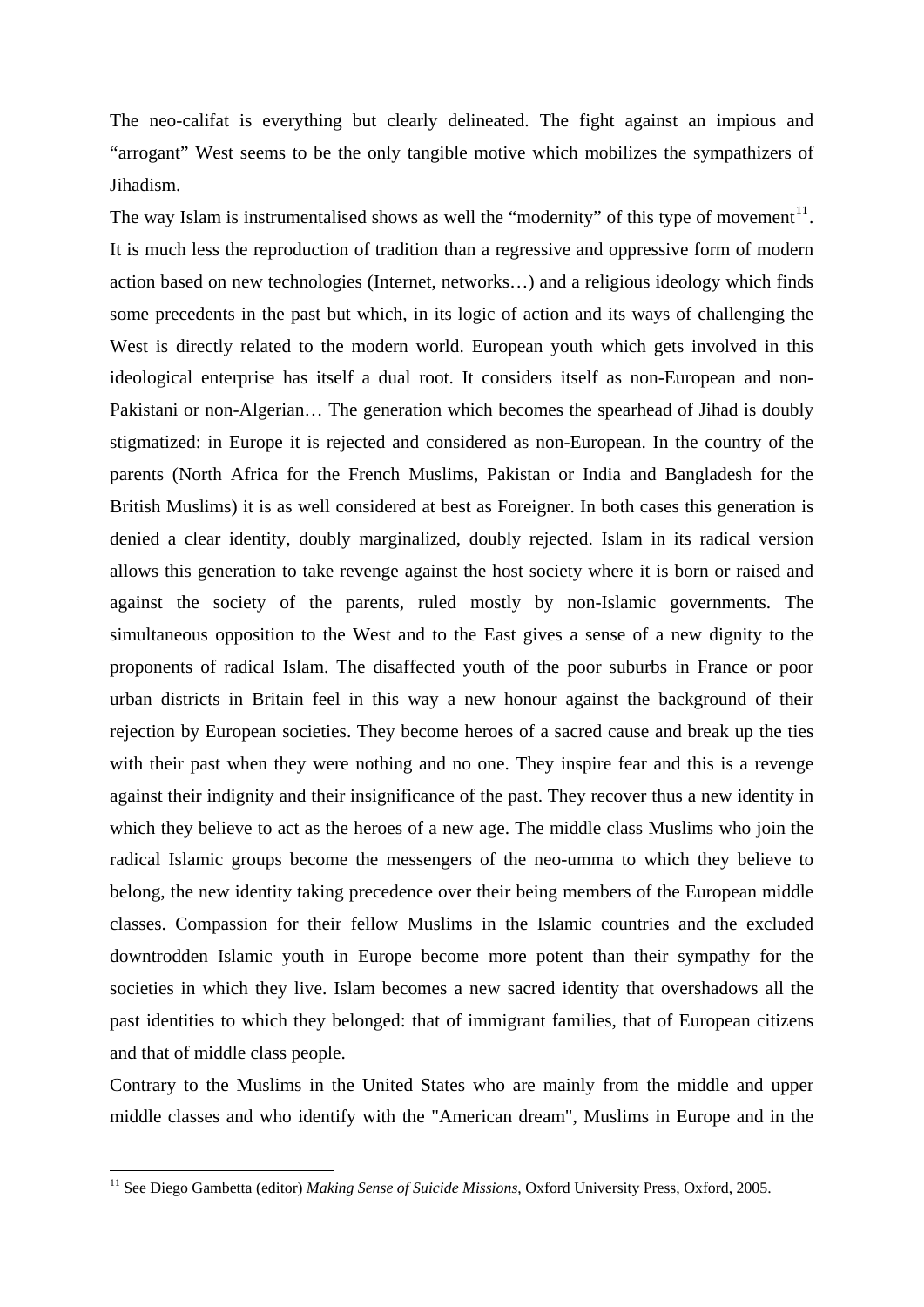The neo-califat is everything but clearly delineated. The fight against an impious and "arrogant" West seems to be the only tangible motive which mobilizes the sympathizers of Jihadism.

The way Islam is instrumentalised shows as well the "modernity" of this type of movement[11]. It is much less the reproduction of tradition than a regressive and oppressive form of modern action based on new technologies (Internet, networks…) and a religious ideology which finds some precedents in the past but which, in its logic of action and its ways of challenging the West is directly related to the modern world. European youth which gets involved in this ideological enterprise has itself a dual root. It considers itself as non-European and non-Pakistani or non-Algerian… The generation which becomes the spearhead of Jihad is doubly stigmatized: in Europe it is rejected and considered as non-European. In the country of the parents (North Africa for the French Muslims, Pakistan or India and Bangladesh for the British Muslims) it is as well considered at best as Foreigner. In both cases this generation is denied a clear identity, doubly marginalized, doubly rejected. Islam in its radical version allows this generation to take revenge against the host society where it is born or raised and against the society of the parents, ruled mostly by non-Islamic governments. The simultaneous opposition to the West and to the East gives a sense of a new dignity to the proponents of radical Islam. The disaffected youth of the poor suburbs in France or poor urban districts in Britain feel in this way a new honour against the background of their rejection by European societies. They become heroes of a sacred cause and break up the ties with their past when they were nothing and no one. They inspire fear and this is a revenge against their indignity and their insignificance of the past. They recover thus a new identity in which they believe to act as the heroes of a new age. The middle class Muslims who join the radical Islamic groups become the messengers of the neo-umma to which they believe to belong, the new identity taking precedence over their being members of the European middle classes. Compassion for their fellow Muslims in the Islamic countries and the excluded downtrodden Islamic youth in Europe become more potent than their sympathy for the societies in which they live. Islam becomes a new sacred identity that overshadows all the past identities to which they belonged: that of immigrant families, that of European citizens and that of middle class people.

Contrary to the Muslims in the United States who are mainly from the middle and upper middle classes and who identify with the "American dream", Muslims in Europe and in the

[11] See Diego Gambetta (editor) *Making Sense of Suicide Missions*, Oxford University Press, Oxford, 2005.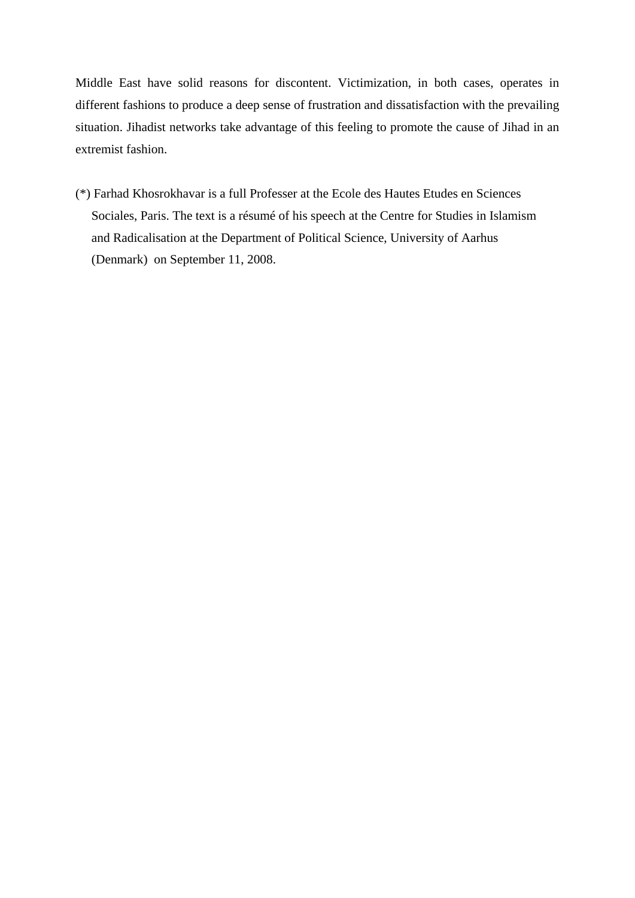Middle East have solid reasons for discontent. Victimization, in both cases, operates in different fashions to produce a deep sense of frustration and dissatisfaction with the prevailing situation. Jihadist networks take advantage of this feeling to promote the cause of Jihad in an extremist fashion.

(*) Farhad Khosrokhavar is a full Professer at the Ecole des Hautes Etudes en Sciences Sociales, Paris. The text is a résumé of his speech at the Centre for Studies in Islamism and Radicalisation at the Department of Political Science, University of Aarhus (Denmark) on September 11, 2008.